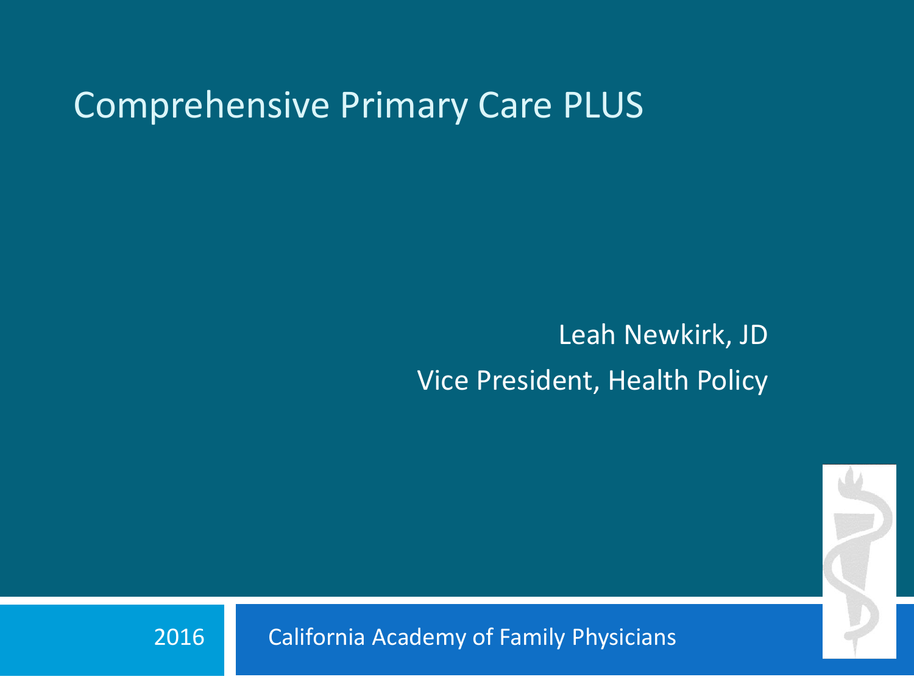# Comprehensive Primary Care PLUS

Leah Newkirk, JD

Vice President, Health Policy

2016

California Academy of Family Physicians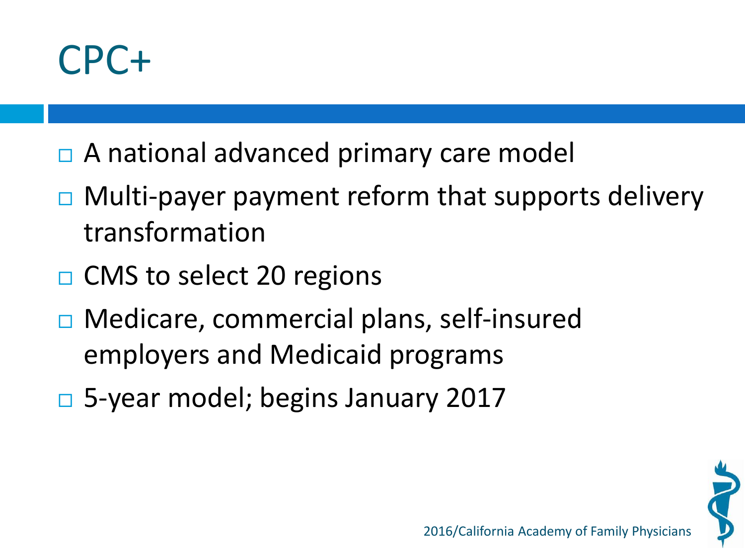# CPC+

- A national advanced primary care model
- Multi-payer payment reform that supports delivery transformation
- CMS to select 20 regions
- Medicare, commercial plans, self-insured employers and Medicaid programs
- 5-year model; begins January 2017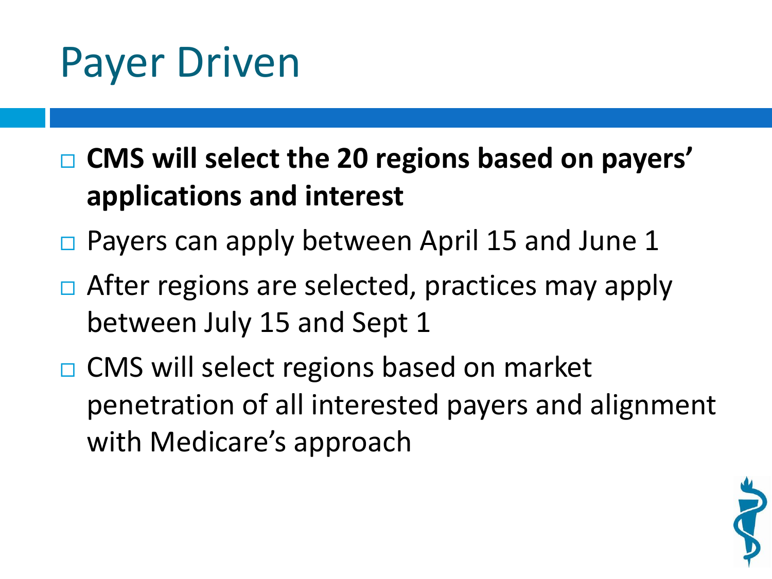# Payer Driven

- **CMS will select the 20 regions based on payers' applications and interest**
- Payers can apply between April 15 and June 1
- After regions are selected, practices may apply between July 15 and Sept 1
- CMS will select regions based on market penetration of all interested payers and alignment with Medicare's approach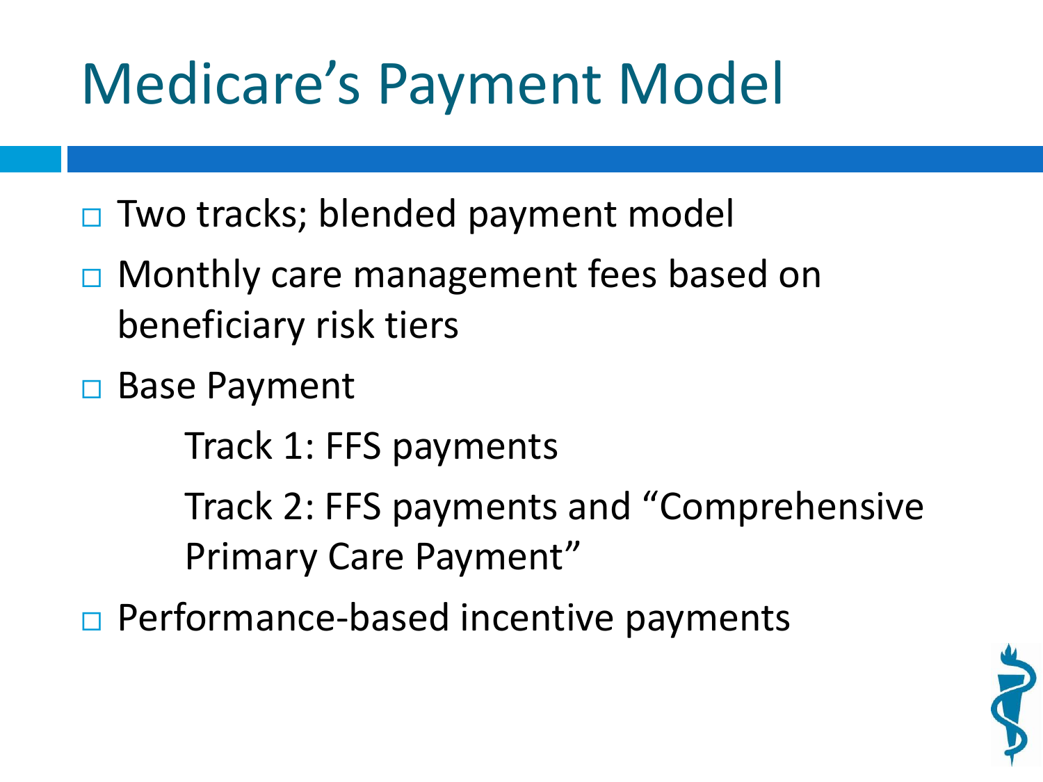# Medicare's Payment Model

- Two tracks; blended payment model
- Monthly care management fees based on beneficiary risk tiers
- Base Payment
  - Track 1: FFS payments
  - Track 2: FFS payments and "Comprehensive Primary Care Payment"
- Performance-based incentive payments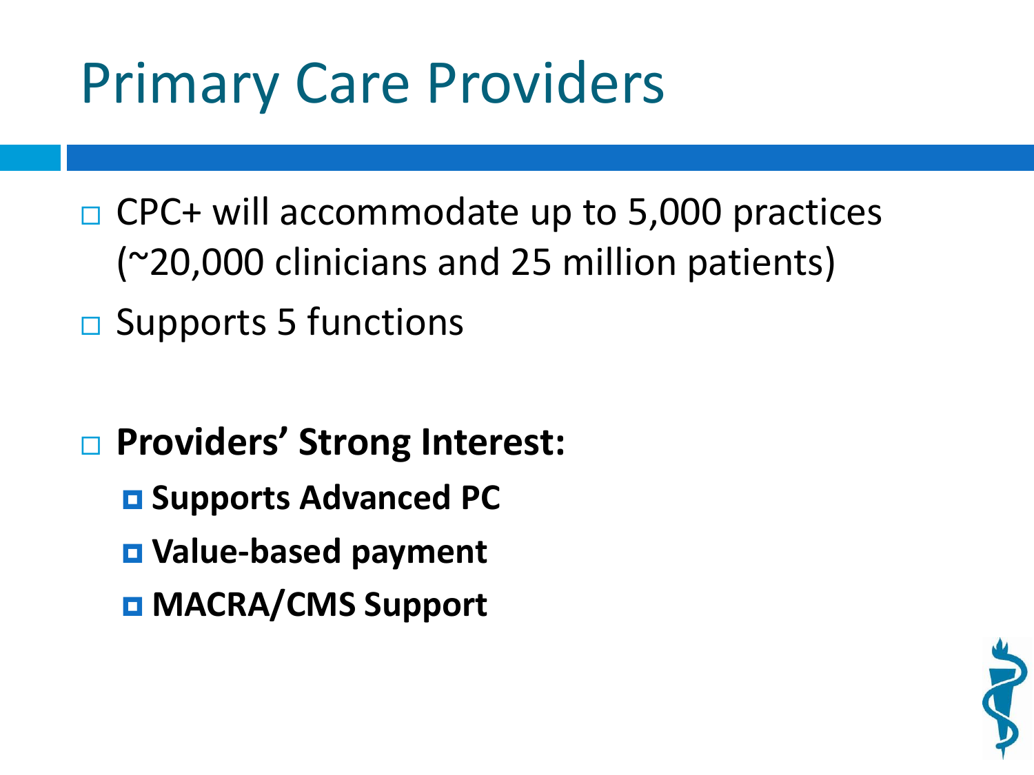# Primary Care Providers

- CPC+ will accommodate up to 5,000 practices (~20,000 clinicians and 25 million patients)
- Supports 5 functions

- **Providers' Strong Interest:**
  - **Supports Advanced PC**
  - **Value-based payment**
  - **MACRA/CMS Support**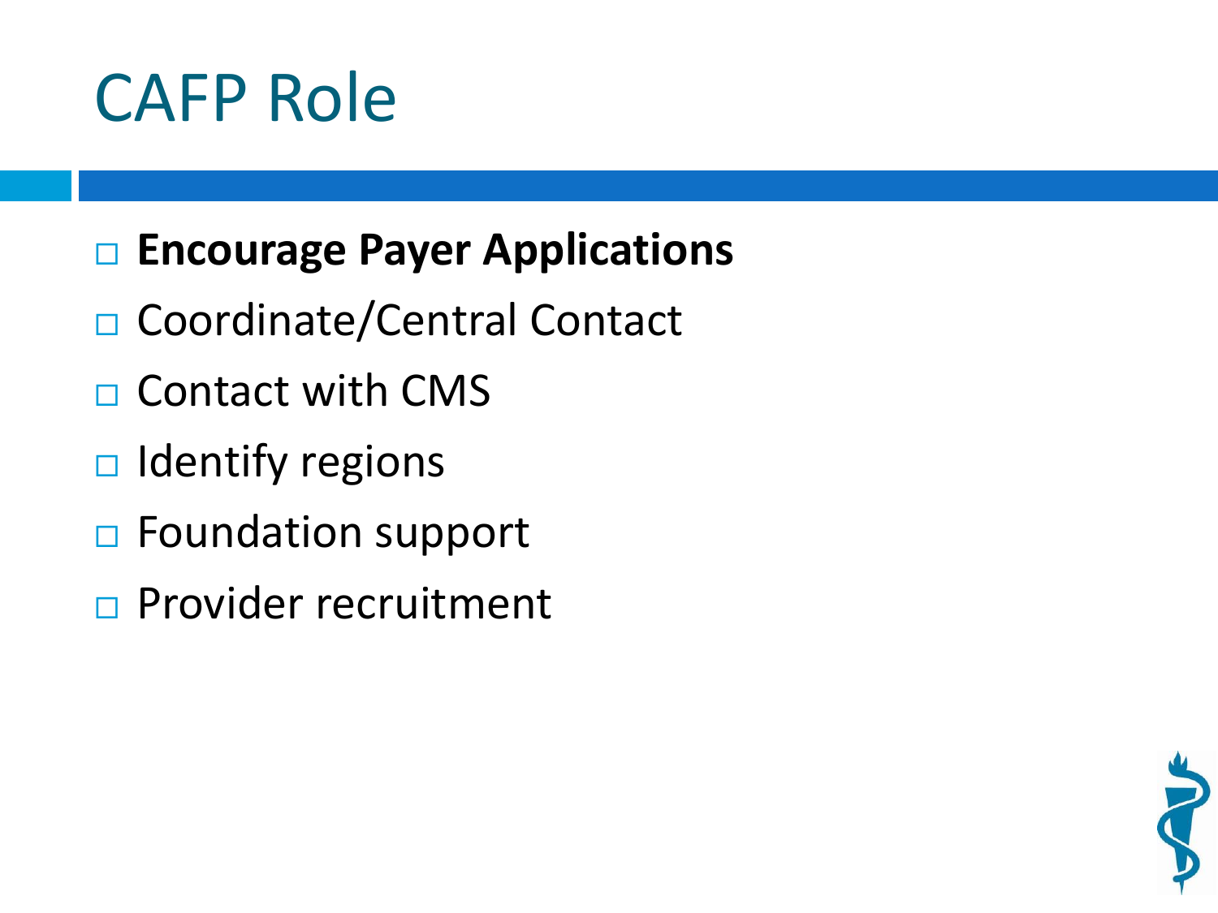# CAFP Role

- **Encourage Payer Applications**
- Coordinate/Central Contact
- Contact with CMS
- Identify regions
- Foundation support
- Provider recruitment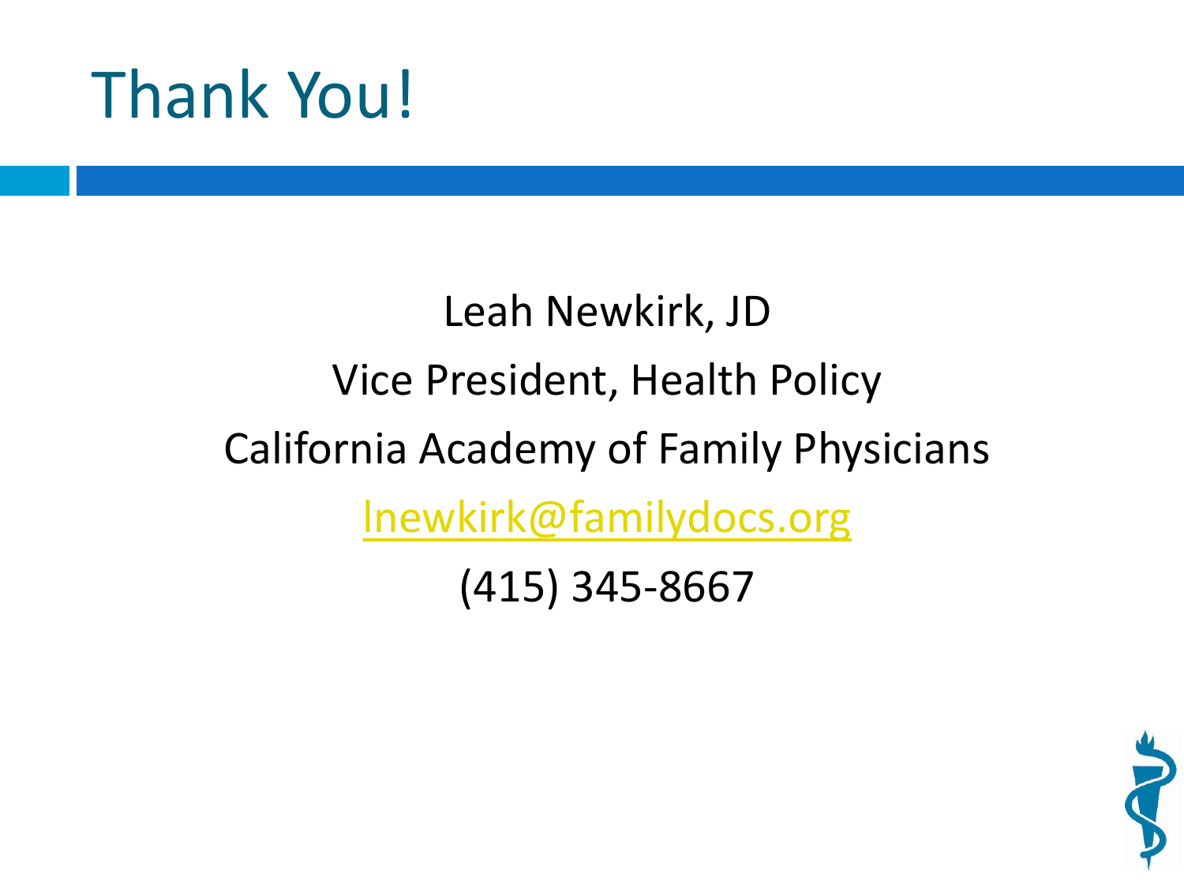# Thank You!

Leah Newkirk, JD

Vice President, Health Policy

California Academy of Family Physicians

lnewkirk@familydocs.org

(415) 345-8667